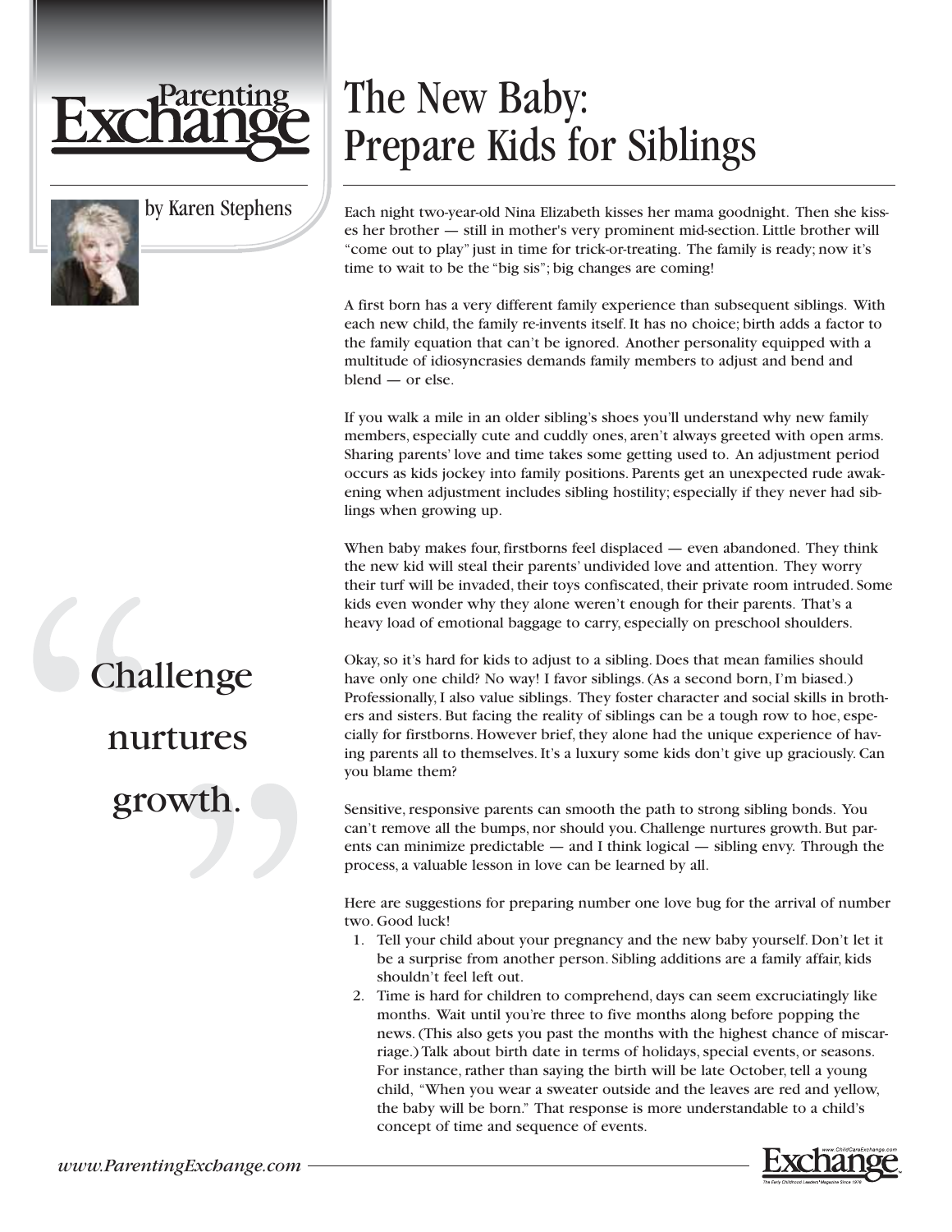Parenting Exchange

# The New Baby: Prepare Kids for Siblings

by Karen Stephens

Each night two-year-old Nina Elizabeth kisses her mama goodnight. Then she kisses her brother — still in mother's very prominent mid-section. Little brother will "come out to play" just in time for trick-or-treating. The family is ready; now it's time to wait to be the "big sis"; big changes are coming!

A first born has a very different family experience than subsequent siblings. With each new child, the family re-invents itself. It has no choice; birth adds a factor to the family equation that can't be ignored. Another personality equipped with a multitude of idiosyncrasies demands family members to adjust and bend and blend — or else.

If you walk a mile in an older sibling's shoes you'll understand why new family members, especially cute and cuddly ones, aren't always greeted with open arms. Sharing parents' love and time takes some getting used to. An adjustment period occurs as kids jockey into family positions. Parents get an unexpected rude awakening when adjustment includes sibling hostility; especially if they never had siblings when growing up.

When baby makes four, firstborns feel displaced — even abandoned. They think the new kid will steal their parents' undivided love and attention. They worry their turf will be invaded, their toys confiscated, their private room intruded. Some kids even wonder why they alone weren't enough for their parents. That's a heavy load of emotional baggage to carry, especially on preschool shoulders.

> "Challenge nurtures growth."

Okay, so it's hard for kids to adjust to a sibling. Does that mean families should have only one child? No way! I favor siblings. (As a second born, I'm biased.) Professionally, I also value siblings. They foster character and social skills in brothers and sisters. But facing the reality of siblings can be a tough row to hoe, especially for firstborns. However brief, they alone had the unique experience of having parents all to themselves. It's a luxury some kids don't give up graciously. Can you blame them?

Sensitive, responsive parents can smooth the path to strong sibling bonds. You can't remove all the bumps, nor should you. Challenge nurtures growth. But parents can minimize predictable — and I think logical — sibling envy. Through the process, a valuable lesson in love can be learned by all.

Here are suggestions for preparing number one love bug for the arrival of number two. Good luck!

1. Tell your child about your pregnancy and the new baby yourself. Don't let it be a surprise from another person. Sibling additions are a family affair, kids shouldn't feel left out.
2. Time is hard for children to comprehend, days can seem excruciatingly like months. Wait until you're three to five months along before popping the news. (This also gets you past the months with the highest chance of miscarriage.) Talk about birth date in terms of holidays, special events, or seasons. For instance, rather than saying the birth will be late October, tell a young child, "When you wear a sweater outside and the leaves are red and yellow, the baby will be born." That response is more understandable to a child's concept of time and sequence of events.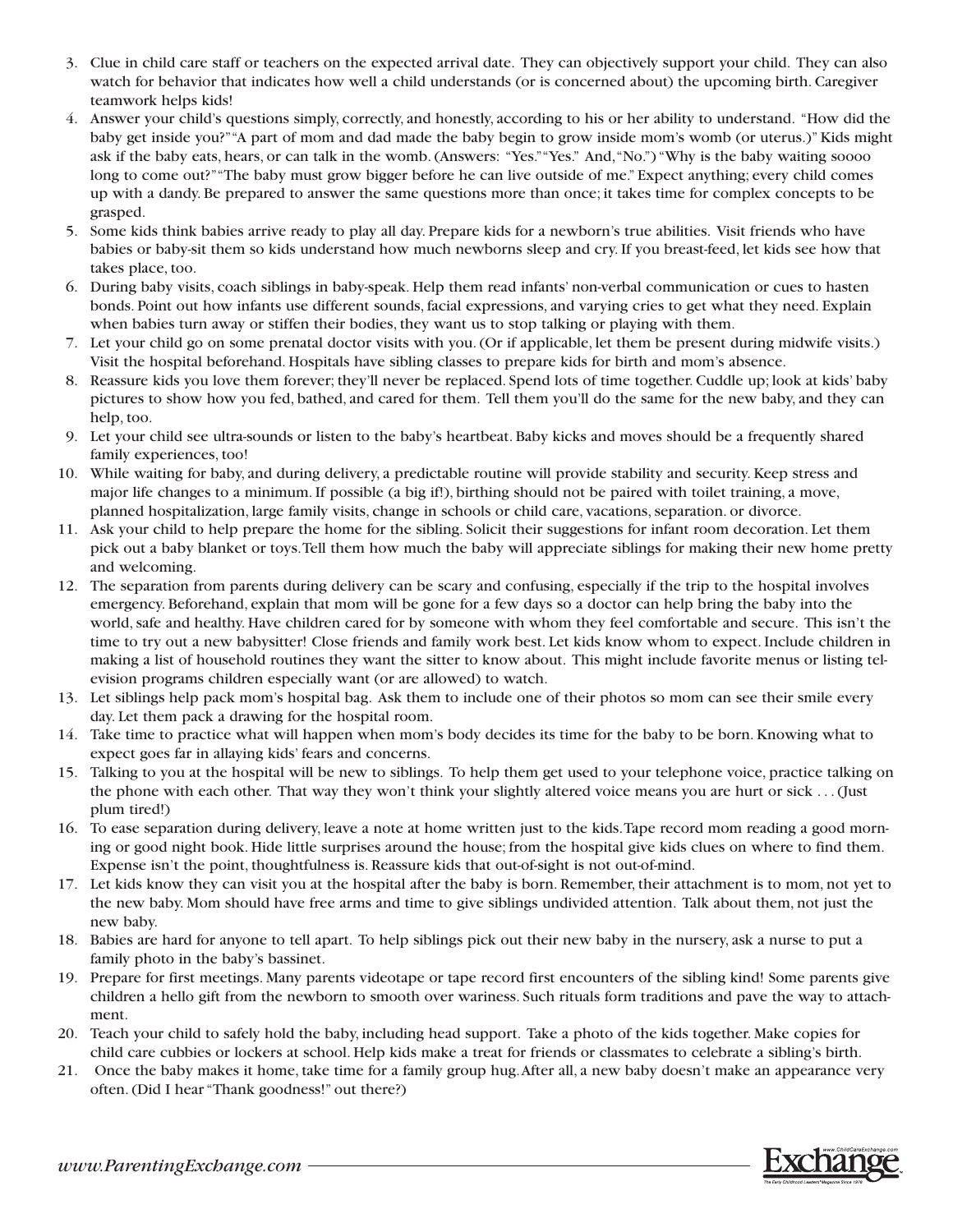3. Clue in child care staff or teachers on the expected arrival date. They can objectively support your child. They can also watch for behavior that indicates how well a child understands (or is concerned about) the upcoming birth. Caregiver teamwork helps kids!
4. Answer your child's questions simply, correctly, and honestly, according to his or her ability to understand. "How did the baby get inside you?" "A part of mom and dad made the baby begin to grow inside mom's womb (or uterus.)" Kids might ask if the baby eats, hears, or can talk in the womb. (Answers: "Yes." "Yes." And, "No.") "Why is the baby waiting soooo long to come out?" "The baby must grow bigger before he can live outside of me." Expect anything; every child comes up with a dandy. Be prepared to answer the same questions more than once; it takes time for complex concepts to be grasped.
5. Some kids think babies arrive ready to play all day. Prepare kids for a newborn's true abilities. Visit friends who have babies or baby-sit them so kids understand how much newborns sleep and cry. If you breast-feed, let kids see how that takes place, too.
6. During baby visits, coach siblings in baby-speak. Help them read infants' non-verbal communication or cues to hasten bonds. Point out how infants use different sounds, facial expressions, and varying cries to get what they need. Explain when babies turn away or stiffen their bodies, they want us to stop talking or playing with them.
7. Let your child go on some prenatal doctor visits with you. (Or if applicable, let them be present during midwife visits.) Visit the hospital beforehand. Hospitals have sibling classes to prepare kids for birth and mom's absence.
8. Reassure kids you love them forever; they'll never be replaced. Spend lots of time together. Cuddle up; look at kids' baby pictures to show how you fed, bathed, and cared for them. Tell them you'll do the same for the new baby, and they can help, too.
9. Let your child see ultra-sounds or listen to the baby's heartbeat. Baby kicks and moves should be a frequently shared family experiences, too!
10. While waiting for baby, and during delivery, a predictable routine will provide stability and security. Keep stress and major life changes to a minimum. If possible (a big if!), birthing should not be paired with toilet training, a move, planned hospitalization, large family visits, change in schools or child care, vacations, separation. or divorce.
11. Ask your child to help prepare the home for the sibling. Solicit their suggestions for infant room decoration. Let them pick out a baby blanket or toys. Tell them how much the baby will appreciate siblings for making their new home pretty and welcoming.
12. The separation from parents during delivery can be scary and confusing, especially if the trip to the hospital involves emergency. Beforehand, explain that mom will be gone for a few days so a doctor can help bring the baby into the world, safe and healthy. Have children cared for by someone with whom they feel comfortable and secure. This isn't the time to try out a new babysitter! Close friends and family work best. Let kids know whom to expect. Include children in making a list of household routines they want the sitter to know about. This might include favorite menus or listing television programs children especially want (or are allowed) to watch.
13. Let siblings help pack mom's hospital bag. Ask them to include one of their photos so mom can see their smile every day. Let them pack a drawing for the hospital room.
14. Take time to practice what will happen when mom's body decides its time for the baby to be born. Knowing what to expect goes far in allaying kids' fears and concerns.
15. Talking to you at the hospital will be new to siblings. To help them get used to your telephone voice, practice talking on the phone with each other. That way they won't think your slightly altered voice means you are hurt or sick . . . (Just plum tired!)
16. To ease separation during delivery, leave a note at home written just to the kids. Tape record mom reading a good morning or good night book. Hide little surprises around the house; from the hospital give kids clues on where to find them. Expense isn't the point, thoughtfulness is. Reassure kids that out-of-sight is not out-of-mind.
17. Let kids know they can visit you at the hospital after the baby is born. Remember, their attachment is to mom, not yet to the new baby. Mom should have free arms and time to give siblings undivided attention. Talk about them, not just the new baby.
18. Babies are hard for anyone to tell apart. To help siblings pick out their new baby in the nursery, ask a nurse to put a family photo in the baby's bassinet.
19. Prepare for first meetings. Many parents videotape or tape record first encounters of the sibling kind! Some parents give children a hello gift from the newborn to smooth over wariness. Such rituals form traditions and pave the way to attachment.
20. Teach your child to safely hold the baby, including head support. Take a photo of the kids together. Make copies for child care cubbies or lockers at school. Help kids make a treat for friends or classmates to celebrate a sibling's birth.
21. Once the baby makes it home, take time for a family group hug. After all, a new baby doesn't make an appearance very often. (Did I hear "Thank goodness!" out there?)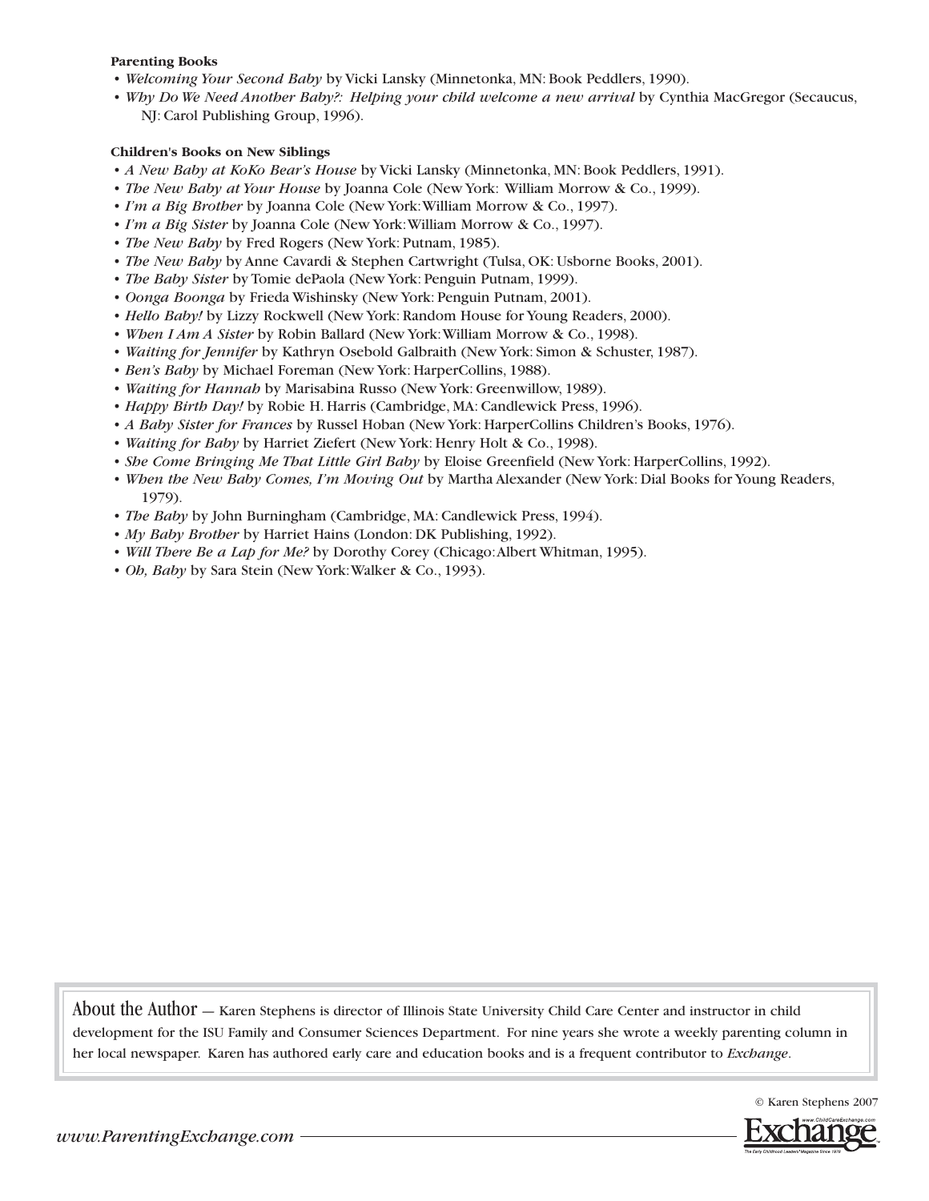**Parenting Books**

- *Welcoming Your Second Baby* by Vicki Lansky (Minnetonka, MN: Book Peddlers, 1990).
- *Why Do We Need Another Baby?: Helping your child welcome a new arrival* by Cynthia MacGregor (Secaucus, NJ: Carol Publishing Group, 1996).

**Children's Books on New Siblings**

- *A New Baby at KoKo Bear's House* by Vicki Lansky (Minnetonka, MN: Book Peddlers, 1991).
- *The New Baby at Your House* by Joanna Cole (New York: William Morrow & Co., 1999).
- *I'm a Big Brother* by Joanna Cole (New York: William Morrow & Co., 1997).
- *I'm a Big Sister* by Joanna Cole (New York: William Morrow & Co., 1997).
- *The New Baby* by Fred Rogers (New York: Putnam, 1985).
- *The New Baby* by Anne Cavardi & Stephen Cartwright (Tulsa, OK: Usborne Books, 2001).
- *The Baby Sister* by Tomie dePaola (New York: Penguin Putnam, 1999).
- *Oonga Boonga* by Frieda Wishinsky (New York: Penguin Putnam, 2001).
- *Hello Baby!* by Lizzy Rockwell (New York: Random House for Young Readers, 2000).
- *When I Am A Sister* by Robin Ballard (New York: William Morrow & Co., 1998).
- *Waiting for Jennifer* by Kathryn Osebold Galbraith (New York: Simon & Schuster, 1987).
- *Ben's Baby* by Michael Foreman (New York: HarperCollins, 1988).
- *Waiting for Hannah* by Marisabina Russo (New York: Greenwillow, 1989).
- *Happy Birth Day!* by Robie H. Harris (Cambridge, MA: Candlewick Press, 1996).
- *A Baby Sister for Frances* by Russel Hoban (New York: HarperCollins Children's Books, 1976).
- *Waiting for Baby* by Harriet Ziefert (New York: Henry Holt & Co., 1998).
- *She Come Bringing Me That Little Girl Baby* by Eloise Greenfield (New York: HarperCollins, 1992).
- *When the New Baby Comes, I'm Moving Out* by Martha Alexander (New York: Dial Books for Young Readers, 1979).
- *The Baby* by John Burningham (Cambridge, MA: Candlewick Press, 1994).
- *My Baby Brother* by Harriet Hains (London: DK Publishing, 1992).
- *Will There Be a Lap for Me?* by Dorothy Corey (Chicago: Albert Whitman, 1995).
- *Oh, Baby* by Sara Stein (New York: Walker & Co., 1993).

About the Author — Karen Stephens is director of Illinois State University Child Care Center and instructor in child development for the ISU Family and Consumer Sciences Department. For nine years she wrote a weekly parenting column in her local newspaper. Karen has authored early care and education books and is a frequent contributor to *Exchange*.

© Karen Stephens 2007